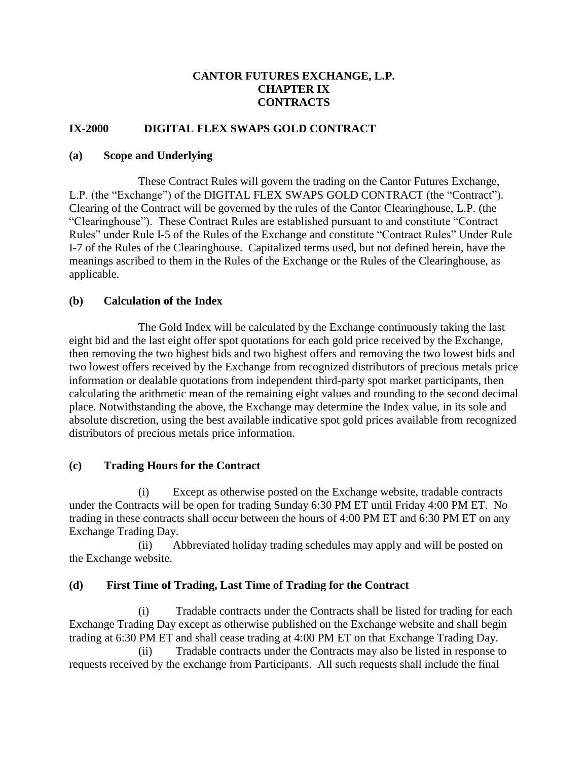# CANTOR FUTURES EXCHANGE, L.P.
# CHAPTER IX
# CONTRACTS

## IX-2000 DIGITAL FLEX SWAPS GOLD CONTRACT

### (a) Scope and Underlying

These Contract Rules will govern the trading on the Cantor Futures Exchange, L.P. (the "Exchange") of the DIGITAL FLEX SWAPS GOLD CONTRACT (the "Contract"). Clearing of the Contract will be governed by the rules of the Cantor Clearinghouse, L.P. (the "Clearinghouse"). These Contract Rules are established pursuant to and constitute "Contract Rules" under Rule I-5 of the Rules of the Exchange and constitute "Contract Rules" Under Rule I-7 of the Rules of the Clearinghouse. Capitalized terms used, but not defined herein, have the meanings ascribed to them in the Rules of the Exchange or the Rules of the Clearinghouse, as applicable.

### (b) Calculation of the Index

The Gold Index will be calculated by the Exchange continuously taking the last eight bid and the last eight offer spot quotations for each gold price received by the Exchange, then removing the two highest bids and two highest offers and removing the two lowest bids and two lowest offers received by the Exchange from recognized distributors of precious metals price information or dealable quotations from independent third-party spot market participants, then calculating the arithmetic mean of the remaining eight values and rounding to the second decimal place. Notwithstanding the above, the Exchange may determine the Index value, in its sole and absolute discretion, using the best available indicative spot gold prices available from recognized distributors of precious metals price information.

### (c) Trading Hours for the Contract

(i) Except as otherwise posted on the Exchange website, tradable contracts under the Contracts will be open for trading Sunday 6:30 PM ET until Friday 4:00 PM ET. No trading in these contracts shall occur between the hours of 4:00 PM ET and 6:30 PM ET on any Exchange Trading Day.

(ii) Abbreviated holiday trading schedules may apply and will be posted on the Exchange website.

### (d) First Time of Trading, Last Time of Trading for the Contract

(i) Tradable contracts under the Contracts shall be listed for trading for each Exchange Trading Day except as otherwise published on the Exchange website and shall begin trading at 6:30 PM ET and shall cease trading at 4:00 PM ET on that Exchange Trading Day.

(ii) Tradable contracts under the Contracts may also be listed in response to requests received by the exchange from Participants. All such requests shall include the final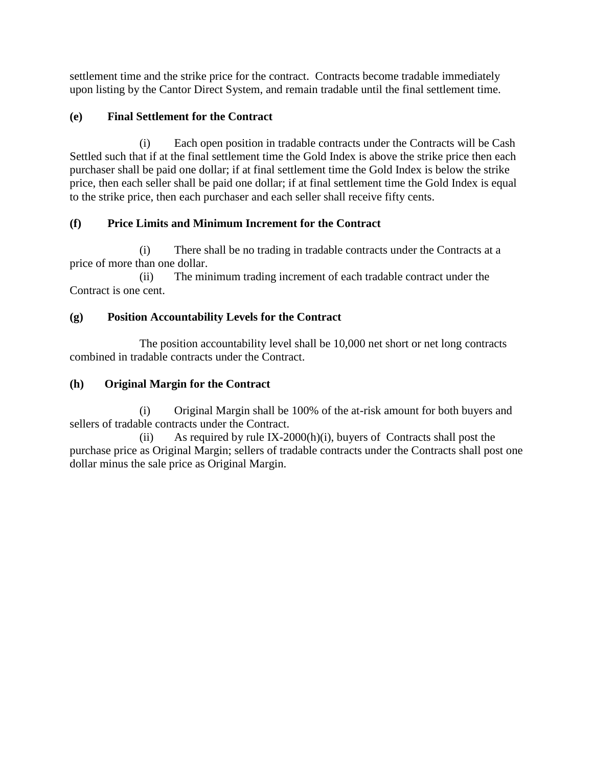settlement time and the strike price for the contract. Contracts become tradable immediately upon listing by the Cantor Direct System, and remain tradable until the final settlement time.

**(e) Final Settlement for the Contract**

(i) Each open position in tradable contracts under the Contracts will be Cash Settled such that if at the final settlement time the Gold Index is above the strike price then each purchaser shall be paid one dollar; if at final settlement time the Gold Index is below the strike price, then each seller shall be paid one dollar; if at final settlement time the Gold Index is equal to the strike price, then each purchaser and each seller shall receive fifty cents.

**(f) Price Limits and Minimum Increment for the Contract**

(i) There shall be no trading in tradable contracts under the Contracts at a price of more than one dollar.

(ii) The minimum trading increment of each tradable contract under the Contract is one cent.

**(g) Position Accountability Levels for the Contract**

The position accountability level shall be 10,000 net short or net long contracts combined in tradable contracts under the Contract.

**(h) Original Margin for the Contract**

(i) Original Margin shall be 100% of the at-risk amount for both buyers and sellers of tradable contracts under the Contract.

(ii) As required by rule IX-2000(h)(i), buyers of Contracts shall post the purchase price as Original Margin; sellers of tradable contracts under the Contracts shall post one dollar minus the sale price as Original Margin.